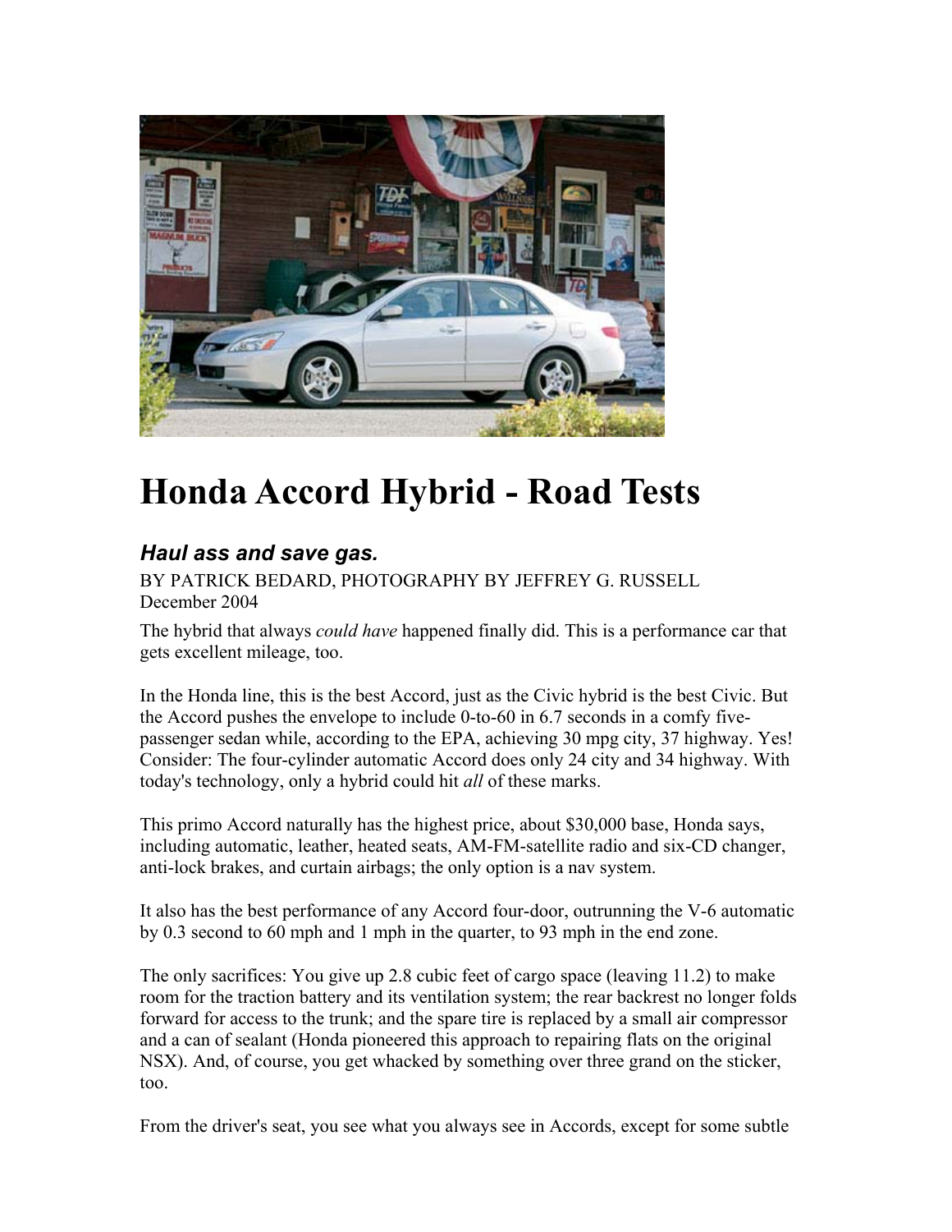# Honda Accord Hybrid - Road Tests

## *Haul ass and save gas.*

BY PATRICK BEDARD, PHOTOGRAPHY BY JEFFREY G. RUSSELL
December 2004

The hybrid that always *could have* happened finally did. This is a performance car that gets excellent mileage, too.

In the Honda line, this is the best Accord, just as the Civic hybrid is the best Civic. But the Accord pushes the envelope to include 0-to-60 in 6.7 seconds in a comfy five-passenger sedan while, according to the EPA, achieving 30 mpg city, 37 highway. Yes! Consider: The four-cylinder automatic Accord does only 24 city and 34 highway. With today's technology, only a hybrid could hit *all* of these marks.

This primo Accord naturally has the highest price, about $30,000 base, Honda says, including automatic, leather, heated seats, AM-FM-satellite radio and six-CD changer, anti-lock brakes, and curtain airbags; the only option is a nav system.

It also has the best performance of any Accord four-door, outrunning the V-6 automatic by 0.3 second to 60 mph and 1 mph in the quarter, to 93 mph in the end zone.

The only sacrifices: You give up 2.8 cubic feet of cargo space (leaving 11.2) to make room for the traction battery and its ventilation system; the rear backrest no longer folds forward for access to the trunk; and the spare tire is replaced by a small air compressor and a can of sealant (Honda pioneered this approach to repairing flats on the original NSX). And, of course, you get whacked by something over three grand on the sticker, too.

From the driver's seat, you see what you always see in Accords, except for some subtle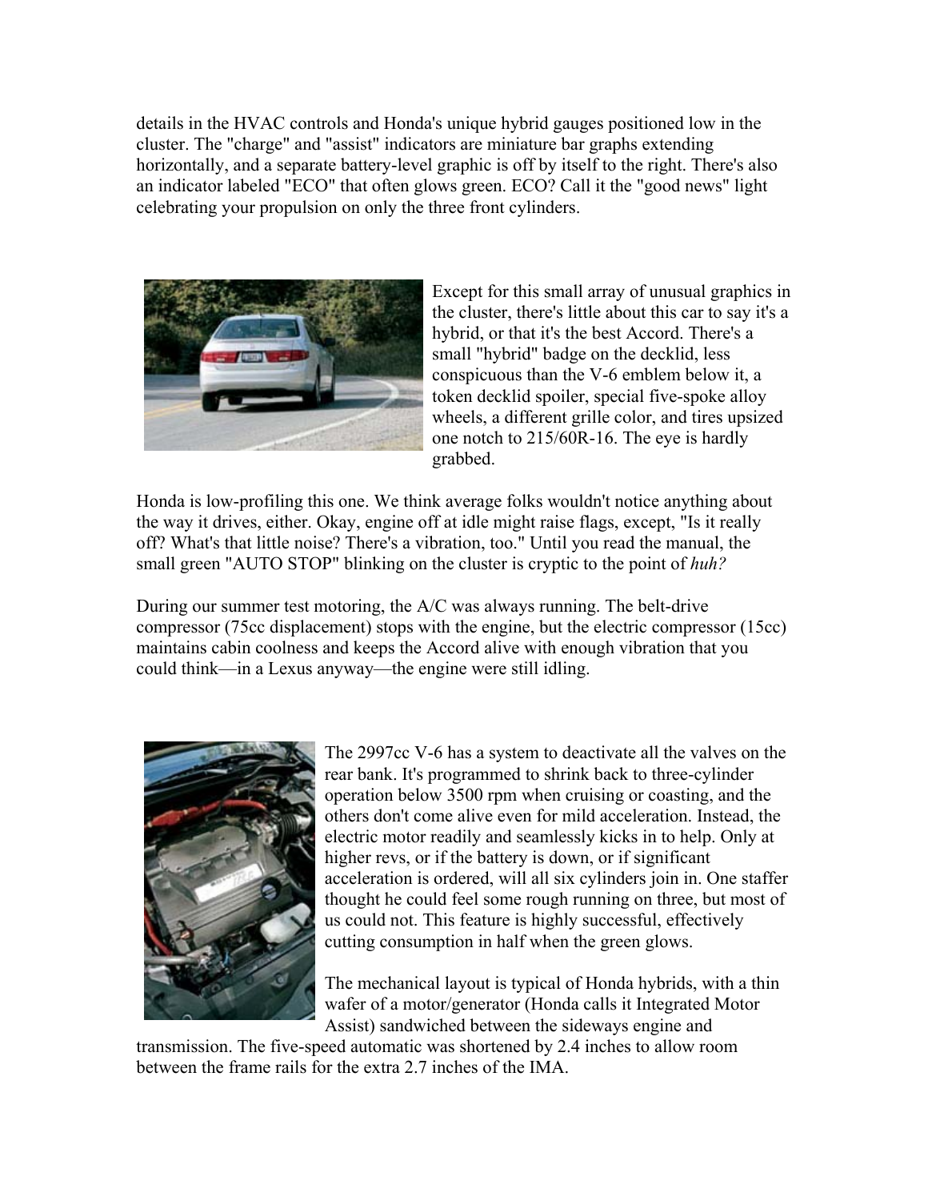details in the HVAC controls and Honda's unique hybrid gauges positioned low in the cluster. The "charge" and "assist" indicators are miniature bar graphs extending horizontally, and a separate battery-level graphic is off by itself to the right. There's also an indicator labeled "ECO" that often glows green. ECO? Call it the "good news" light celebrating your propulsion on only the three front cylinders.

Except for this small array of unusual graphics in the cluster, there's little about this car to say it's a hybrid, or that it's the best Accord. There's a small "hybrid" badge on the decklid, less conspicuous than the V-6 emblem below it, a token decklid spoiler, special five-spoke alloy wheels, a different grille color, and tires upsized one notch to 215/60R-16. The eye is hardly grabbed.

Honda is low-profiling this one. We think average folks wouldn't notice anything about the way it drives, either. Okay, engine off at idle might raise flags, except, "Is it really off? What's that little noise? There's a vibration, too." Until you read the manual, the small green "AUTO STOP" blinking on the cluster is cryptic to the point of *huh?*

During our summer test motoring, the A/C was always running. The belt-drive compressor (75cc displacement) stops with the engine, but the electric compressor (15cc) maintains cabin coolness and keeps the Accord alive with enough vibration that you could think—in a Lexus anyway—the engine were still idling.

The 2997cc V-6 has a system to deactivate all the valves on the rear bank. It's programmed to shrink back to three-cylinder operation below 3500 rpm when cruising or coasting, and the others don't come alive even for mild acceleration. Instead, the electric motor readily and seamlessly kicks in to help. Only at higher revs, or if the battery is down, or if significant acceleration is ordered, will all six cylinders join in. One staffer thought he could feel some rough running on three, but most of us could not. This feature is highly successful, effectively cutting consumption in half when the green glows.

The mechanical layout is typical of Honda hybrids, with a thin wafer of a motor/generator (Honda calls it Integrated Motor Assist) sandwiched between the sideways engine and transmission. The five-speed automatic was shortened by 2.4 inches to allow room between the frame rails for the extra 2.7 inches of the IMA.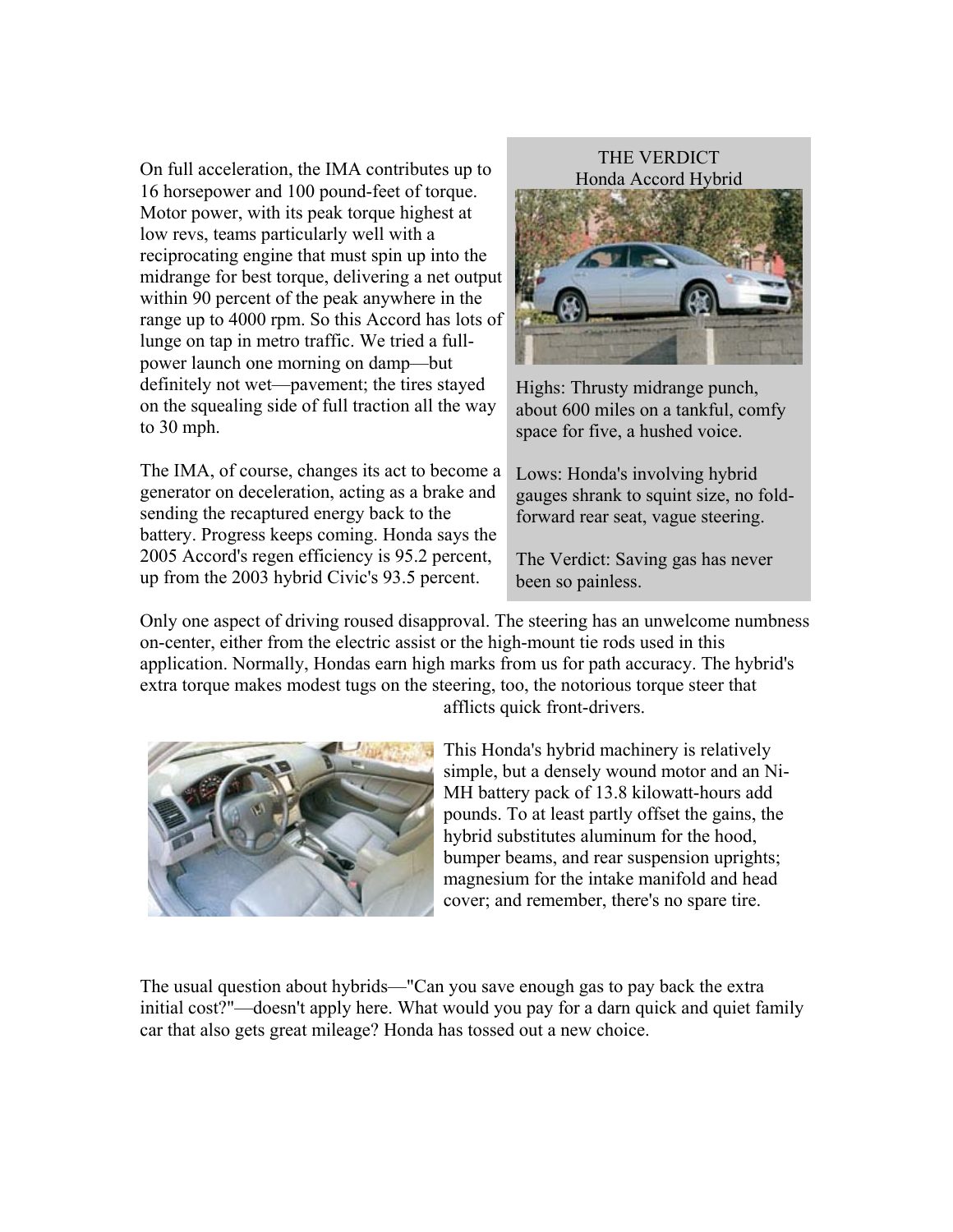On full acceleration, the IMA contributes up to 16 horsepower and 100 pound-feet of torque. Motor power, with its peak torque highest at low revs, teams particularly well with a reciprocating engine that must spin up into the midrange for best torque, delivering a net output within 90 percent of the peak anywhere in the range up to 4000 rpm. So this Accord has lots of lunge on tap in metro traffic. We tried a full-power launch one morning on damp—but definitely not wet—pavement; the tires stayed on the squealing side of full traction all the way to 30 mph.

The IMA, of course, changes its act to become a generator on deceleration, acting as a brake and sending the recaptured energy back to the battery. Progress keeps coming. Honda says the 2005 Accord's regen efficiency is 95.2 percent, up from the 2003 hybrid Civic's 93.5 percent.

> **THE VERDICT**
> **Honda Accord Hybrid**
>
> Highs: Thrusty midrange punch, about 600 miles on a tankful, comfy space for five, a hushed voice.
>
> Lows: Honda's involving hybrid gauges shrank to squint size, no fold-forward rear seat, vague steering.
>
> The Verdict: Saving gas has never been so painless.

Only one aspect of driving roused disapproval. The steering has an unwelcome numbness on-center, either from the electric assist or the high-mount tie rods used in this application. Normally, Hondas earn high marks from us for path accuracy. The hybrid's extra torque makes modest tugs on the steering, too, the notorious torque steer that afflicts quick front-drivers.

This Honda's hybrid machinery is relatively simple, but a densely wound motor and an Ni-MH battery pack of 13.8 kilowatt-hours add pounds. To at least partly offset the gains, the hybrid substitutes aluminum for the hood, bumper beams, and rear suspension uprights; magnesium for the intake manifold and head cover; and remember, there's no spare tire.

The usual question about hybrids—"Can you save enough gas to pay back the extra initial cost?"—doesn't apply here. What would you pay for a darn quick and quiet family car that also gets great mileage? Honda has tossed out a new choice.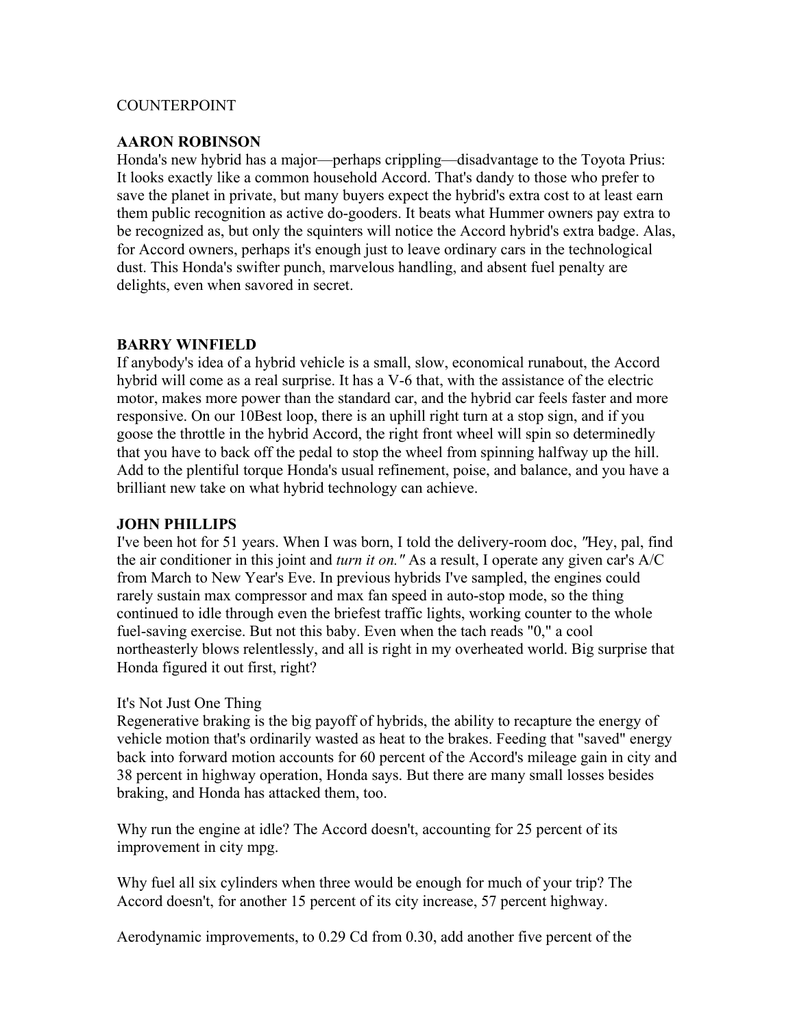COUNTERPOINT

**AARON ROBINSON**

Honda's new hybrid has a major—perhaps crippling—disadvantage to the Toyota Prius: It looks exactly like a common household Accord. That's dandy to those who prefer to save the planet in private, but many buyers expect the hybrid's extra cost to at least earn them public recognition as active do-gooders. It beats what Hummer owners pay extra to be recognized as, but only the squinters will notice the Accord hybrid's extra badge. Alas, for Accord owners, perhaps it's enough just to leave ordinary cars in the technological dust. This Honda's swifter punch, marvelous handling, and absent fuel penalty are delights, even when savored in secret.

**BARRY WINFIELD**

If anybody's idea of a hybrid vehicle is a small, slow, economical runabout, the Accord hybrid will come as a real surprise. It has a V-6 that, with the assistance of the electric motor, makes more power than the standard car, and the hybrid car feels faster and more responsive. On our 10Best loop, there is an uphill right turn at a stop sign, and if you goose the throttle in the hybrid Accord, the right front wheel will spin so determinedly that you have to back off the pedal to stop the wheel from spinning halfway up the hill. Add to the plentiful torque Honda's usual refinement, poise, and balance, and you have a brilliant new take on what hybrid technology can achieve.

**JOHN PHILLIPS**

I've been hot for 51 years. When I was born, I told the delivery-room doc, *"Hey, pal, find the air conditioner in this joint and turn it on."* As a result, I operate any given car's A/C from March to New Year's Eve. In previous hybrids I've sampled, the engines could rarely sustain max compressor and max fan speed in auto-stop mode, so the thing continued to idle through even the briefest traffic lights, working counter to the whole fuel-saving exercise. But not this baby. Even when the tach reads "0," a cool northeasterly blows relentlessly, and all is right in my overheated world. Big surprise that Honda figured it out first, right?

It's Not Just One Thing

Regenerative braking is the big payoff of hybrids, the ability to recapture the energy of vehicle motion that's ordinarily wasted as heat to the brakes. Feeding that "saved" energy back into forward motion accounts for 60 percent of the Accord's mileage gain in city and 38 percent in highway operation, Honda says. But there are many small losses besides braking, and Honda has attacked them, too.

Why run the engine at idle? The Accord doesn't, accounting for 25 percent of its improvement in city mpg.

Why fuel all six cylinders when three would be enough for much of your trip? The Accord doesn't, for another 15 percent of its city increase, 57 percent highway.

Aerodynamic improvements, to 0.29 Cd from 0.30, add another five percent of the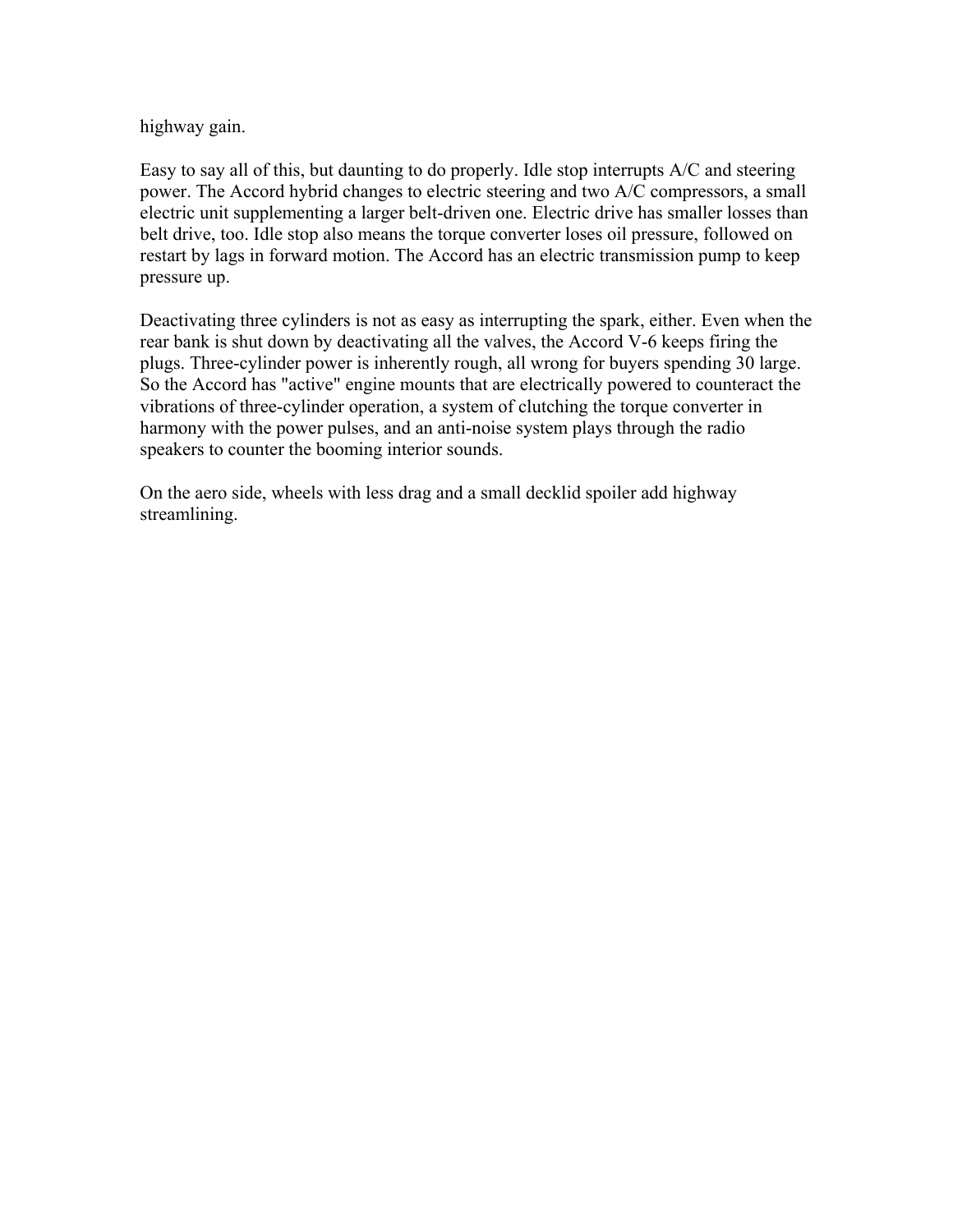highway gain.

Easy to say all of this, but daunting to do properly. Idle stop interrupts A/C and steering power. The Accord hybrid changes to electric steering and two A/C compressors, a small electric unit supplementing a larger belt-driven one. Electric drive has smaller losses than belt drive, too. Idle stop also means the torque converter loses oil pressure, followed on restart by lags in forward motion. The Accord has an electric transmission pump to keep pressure up.

Deactivating three cylinders is not as easy as interrupting the spark, either. Even when the rear bank is shut down by deactivating all the valves, the Accord V-6 keeps firing the plugs. Three-cylinder power is inherently rough, all wrong for buyers spending 30 large. So the Accord has "active" engine mounts that are electrically powered to counteract the vibrations of three-cylinder operation, a system of clutching the torque converter in harmony with the power pulses, and an anti-noise system plays through the radio speakers to counter the booming interior sounds.

On the aero side, wheels with less drag and a small decklid spoiler add highway streamlining.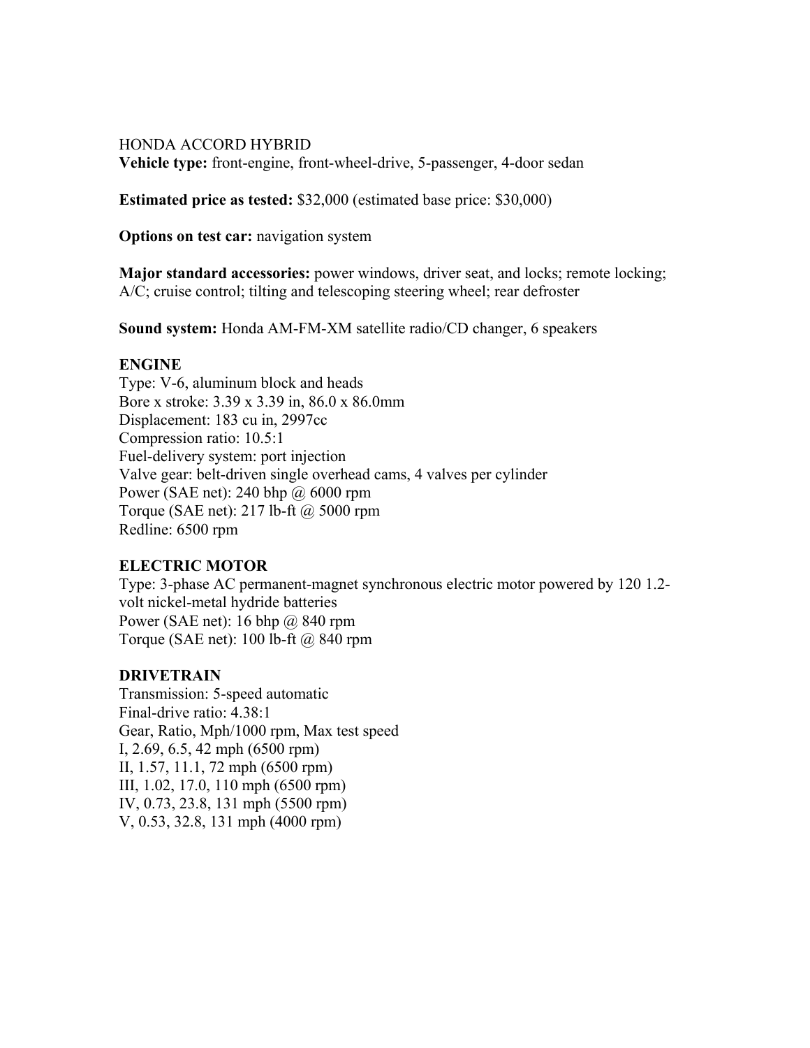HONDA ACCORD HYBRID

**Vehicle type:** front-engine, front-wheel-drive, 5-passenger, 4-door sedan

**Estimated price as tested:** $32,000 (estimated base price: $30,000)

**Options on test car:** navigation system

**Major standard accessories:** power windows, driver seat, and locks; remote locking; A/C; cruise control; tilting and telescoping steering wheel; rear defroster

**Sound system:** Honda AM-FM-XM satellite radio/CD changer, 6 speakers

**ENGINE**

Type: V-6, aluminum block and heads
Bore x stroke: 3.39 x 3.39 in, 86.0 x 86.0mm
Displacement: 183 cu in, 2997cc
Compression ratio: 10.5:1
Fuel-delivery system: port injection
Valve gear: belt-driven single overhead cams, 4 valves per cylinder
Power (SAE net): 240 bhp @ 6000 rpm
Torque (SAE net): 217 lb-ft @ 5000 rpm
Redline: 6500 rpm

**ELECTRIC MOTOR**

Type: 3-phase AC permanent-magnet synchronous electric motor powered by 120 1.2-volt nickel-metal hydride batteries
Power (SAE net): 16 bhp @ 840 rpm
Torque (SAE net): 100 lb-ft @ 840 rpm

**DRIVETRAIN**

Transmission: 5-speed automatic
Final-drive ratio: 4.38:1
Gear, Ratio, Mph/1000 rpm, Max test speed
I, 2.69, 6.5, 42 mph (6500 rpm)
II, 1.57, 11.1, 72 mph (6500 rpm)
III, 1.02, 17.0, 110 mph (6500 rpm)
IV, 0.73, 23.8, 131 mph (5500 rpm)
V, 0.53, 32.8, 131 mph (4000 rpm)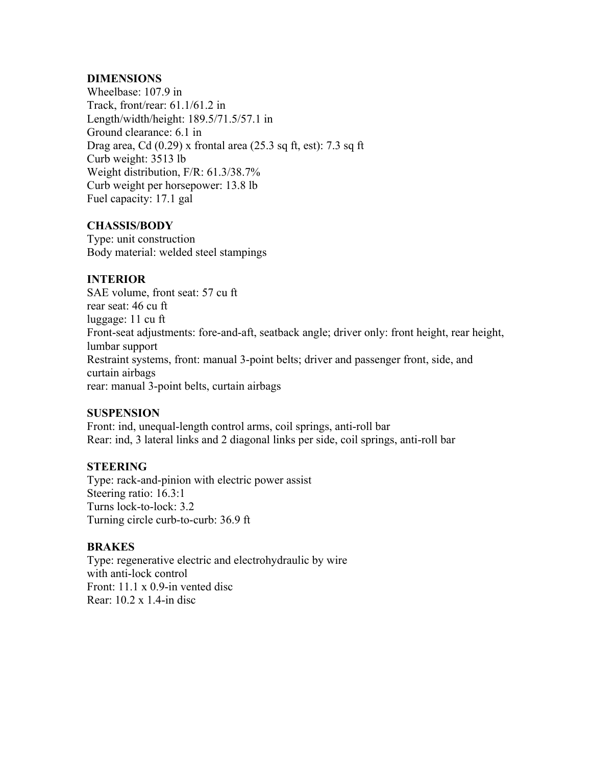**DIMENSIONS**
Wheelbase: 107.9 in
Track, front/rear: 61.1/61.2 in
Length/width/height: 189.5/71.5/57.1 in
Ground clearance: 6.1 in
Drag area, Cd (0.29) x frontal area (25.3 sq ft, est): 7.3 sq ft
Curb weight: 3513 lb
Weight distribution, F/R: 61.3/38.7%
Curb weight per horsepower: 13.8 lb
Fuel capacity: 17.1 gal

**CHASSIS/BODY**
Type: unit construction
Body material: welded steel stampings

**INTERIOR**
SAE volume, front seat: 57 cu ft
rear seat: 46 cu ft
luggage: 11 cu ft
Front-seat adjustments: fore-and-aft, seatback angle; driver only: front height, rear height, lumbar support
Restraint systems, front: manual 3-point belts; driver and passenger front, side, and curtain airbags
rear: manual 3-point belts, curtain airbags

**SUSPENSION**
Front: ind, unequal-length control arms, coil springs, anti-roll bar
Rear: ind, 3 lateral links and 2 diagonal links per side, coil springs, anti-roll bar

**STEERING**
Type: rack-and-pinion with electric power assist
Steering ratio: 16.3:1
Turns lock-to-lock: 3.2
Turning circle curb-to-curb: 36.9 ft

**BRAKES**
Type: regenerative electric and electrohydraulic by wire with anti-lock control
Front: 11.1 x 0.9-in vented disc
Rear: 10.2 x 1.4-in disc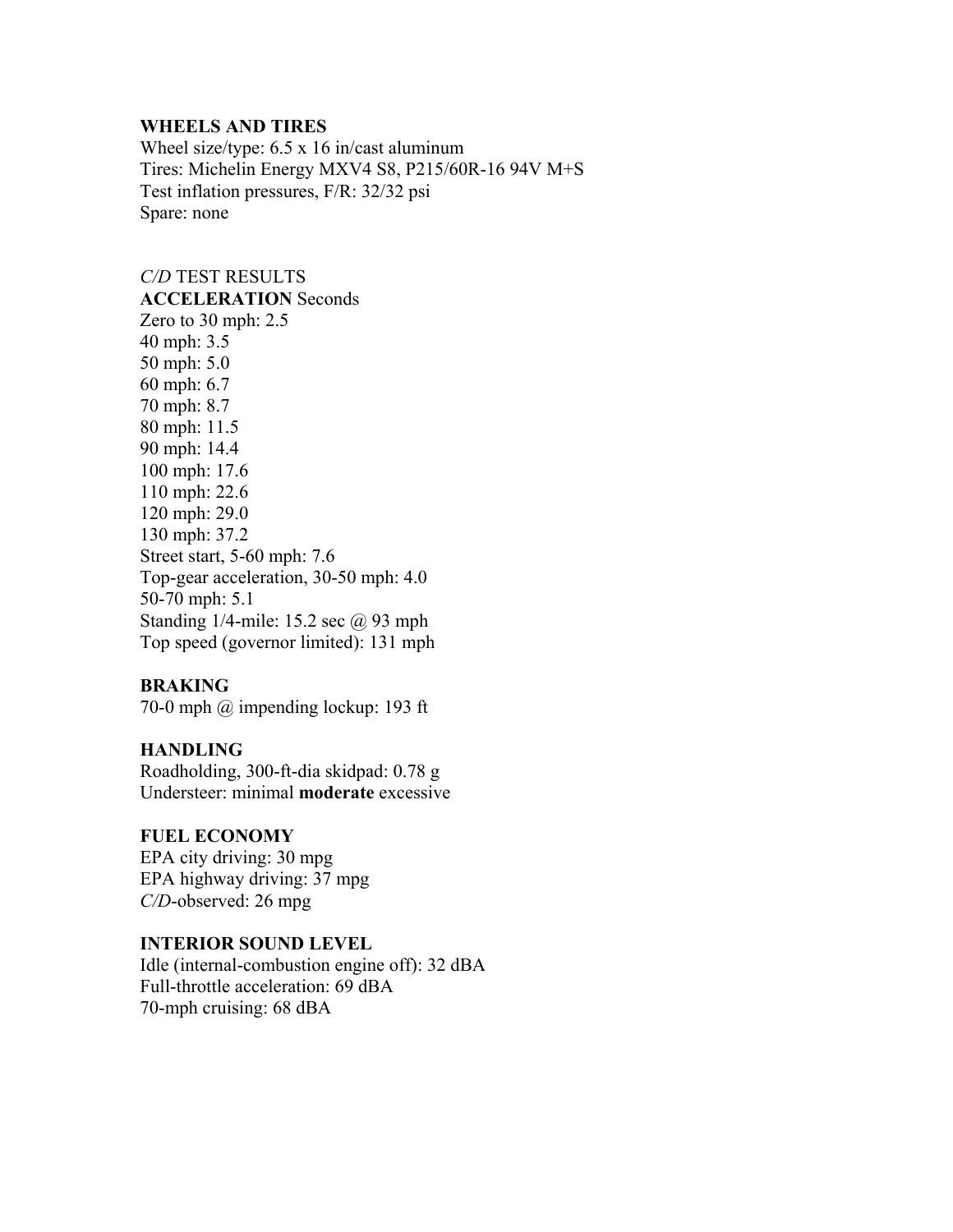**WHEELS AND TIRES**

Wheel size/type: 6.5 x 16 in/cast aluminum
Tires: Michelin Energy MXV4 S8, P215/60R-16 94V M+S
Test inflation pressures, F/R: 32/32 psi
Spare: none

*C/D* TEST RESULTS

**ACCELERATION** Seconds
Zero to 30 mph: 2.5
40 mph: 3.5
50 mph: 5.0
60 mph: 6.7
70 mph: 8.7
80 mph: 11.5
90 mph: 14.4
100 mph: 17.6
110 mph: 22.6
120 mph: 29.0
130 mph: 37.2
Street start, 5-60 mph: 7.6
Top-gear acceleration, 30-50 mph: 4.0
50-70 mph: 5.1
Standing 1/4-mile: 15.2 sec @ 93 mph
Top speed (governor limited): 131 mph

**BRAKING**

70-0 mph @ impending lockup: 193 ft

**HANDLING**

Roadholding, 300-ft-dia skidpad: 0.78 g
Understeer: minimal **moderate** excessive

**FUEL ECONOMY**

EPA city driving: 30 mpg
EPA highway driving: 37 mpg
*C/D*-observed: 26 mpg

**INTERIOR SOUND LEVEL**

Idle (internal-combustion engine off): 32 dBA
Full-throttle acceleration: 69 dBA
70-mph cruising: 68 dBA